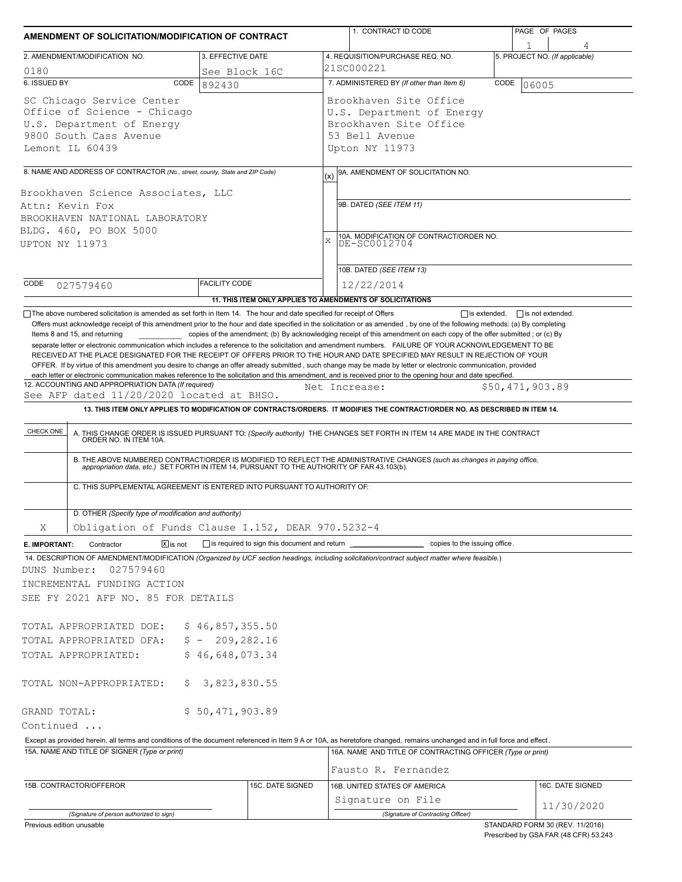# AMENDMENT OF SOLICITATION/MODIFICATION OF CONTRACT

| 1. CONTRACT ID CODE | PAGE OF PAGES |
|---|---|
| | 1 4 |

| 2. AMENDMENT/MODIFICATION NO. | 3. EFFECTIVE DATE | 4. REQUISITION/PURCHASE REQ. NO. | 5. PROJECT NO. (If applicable) |
|---|---|---|---|
| 0180 | See Block 16C | 21SC000221 | |

| 6. ISSUED BY CODE 892430 | 7. ADMINISTERED BY (If other than Item 6) CODE 06005 |
|---|---|
| SC Chicago Service Center<br>Office of Science - Chicago<br>U.S. Department of Energy<br>9800 South Cass Avenue<br>Lemont IL 60439 | Brookhaven Site Office<br>U.S. Department of Energy<br>Brookhaven Site Office<br>53 Bell Avenue<br>Upton NY 11973 |

**8. NAME AND ADDRESS OF CONTRACTOR** (No., street, county, State and ZIP Code)

Brookhaven Science Associates, LLC
Attn: Kevin Fox
BROOKHAVEN NATIONAL LABORATORY
BLDG. 460, PO BOX 5000
UPTON NY 11973

CODE 027579460 FACILITY CODE

(x) 9A. AMENDMENT OF SOLICITATION NO.

9B. DATED (SEE ITEM 11)

X 10A. MODIFICATION OF CONTRACT/ORDER NO. DE-SC0012704

10B. DATED (SEE ITEM 13) 12/22/2014

**11. THIS ITEM ONLY APPLIES TO AMENDMENTS OF SOLICITATIONS**

☐ The above numbered solicitation is amended as set forth in Item 14. The hour and date specified for receipt of Offers ☐ is extended, ☐ is not extended.

Offers must acknowledge receipt of this amendment prior to the hour and date specified in the solicitation or as amended , by one of the following methods: (a) By completing Items 8 and 15, and returning __________ copies of the amendment; (b) By acknowledging receipt of this amendment on each copy of the offer submitted ; or (c) By separate letter or electronic communication which includes a reference to the solicitation and amendment numbers. FAILURE OF YOUR ACKNOWLEDGEMENT TO BE RECEIVED AT THE PLACE DESIGNATED FOR THE RECEIPT OF OFFERS PRIOR TO THE HOUR AND DATE SPECIFIED MAY RESULT IN REJECTION OF YOUR OFFER. If by virtue of this amendment you desire to change an offer already submitted , such change may be made by letter or electronic communication, provided each letter or electronic communication makes reference to the solicitation and this amendment, and is received prior to the opening hour and date specified.

**12. ACCOUNTING AND APPROPRIATION DATA** (If required)
See AFP dated 11/20/2020 located at BHSO. Net Increase: $50,471,903.89

**13. THIS ITEM ONLY APPLIES TO MODIFICATION OF CONTRACTS/ORDERS. IT MODIFIES THE CONTRACT/ORDER NO. AS DESCRIBED IN ITEM 14.**

| CHECK ONE | |
|---|---|
| | A. THIS CHANGE ORDER IS ISSUED PURSUANT TO: (Specify authority) THE CHANGES SET FORTH IN ITEM 14 ARE MADE IN THE CONTRACT ORDER NO. IN ITEM 10A. |
| | B. THE ABOVE NUMBERED CONTRACT/ORDER IS MODIFIED TO REFLECT THE ADMINISTRATIVE CHANGES (such as changes in paying office, appropriation data, etc.) SET FORTH IN ITEM 14, PURSUANT TO THE AUTHORITY OF FAR 43.103(b). |
| | C. THIS SUPPLEMENTAL AGREEMENT IS ENTERED INTO PURSUANT TO AUTHORITY OF: |
| X | D. OTHER (Specify type of modification and authority)<br>Obligation of Funds Clause I.152, DEAR 970.5232-4 |

**E. IMPORTANT:** Contractor ☒ is not ☐ is required to sign this document and return __________ copies to the issuing office.

**14. DESCRIPTION OF AMENDMENT/MODIFICATION** (Organized by UCF section headings, including solicitation/contract subject matter where feasible.)

DUNS Number: 027579460
INCREMENTAL FUNDING ACTION
SEE FY 2021 AFP NO. 85 FOR DETAILS

| | |
|---|---|
| TOTAL APPROPRIATED DOE: | $ 46,857,355.50 |
| TOTAL APPROPRIATED OFA: | $ - 209,282.16 |
| TOTAL APPROPRIATED: | $ 46,648,073.34 |
| TOTAL NON-APPROPRIATED: | $ 3,823,830.55 |
| GRAND TOTAL: | $ 50,471,903.89 |

Continued ...

Except as provided herein, all terms and conditions of the document referenced in Item 9 A or 10A, as heretofore changed, remains unchanged and in full force and effect.

| 15A. NAME AND TITLE OF SIGNER (Type or print) | | 16A. NAME AND TITLE OF CONTRACTING OFFICER (Type or print) | |
|---|---|---|---|
| | | Fausto R. Fernandez | |
| 15B. CONTRACTOR/OFFEROR | 15C. DATE SIGNED | 16B. UNITED STATES OF AMERICA | 16C. DATE SIGNED |
| (Signature of person authorized to sign) | | Signature on File<br>(Signature of Contracting Officer) | 11/30/2020 |

Previous edition unusable

STANDARD FORM 30 (REV. 11/2016)
Prescribed by GSA FAR (48 CFR) 53.243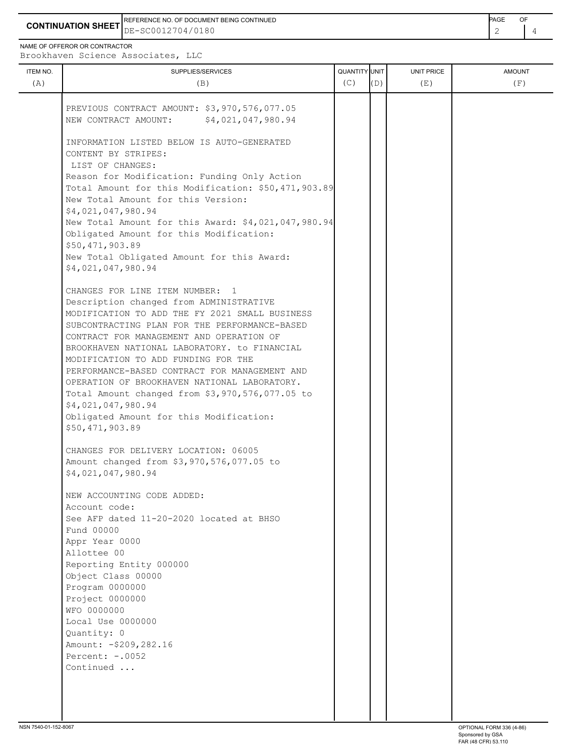**CONTINUATION SHEET**

REFERENCE NO. OF DOCUMENT BEING CONTINUED: DE-SC0012704/0180

NAME OF OFFEROR OR CONTRACTOR: Brookhaven Science Associates, LLC

| ITEM NO. (A) | SUPPLIES/SERVICES (B) | QUANTITY (C) | UNIT (D) | UNIT PRICE (E) | AMOUNT (F) |
|---|---|---|---|---|---|
| | PREVIOUS CONTRACT AMOUNT: $3,970,576,077.05<br>NEW CONTRACT AMOUNT: $4,021,047,980.94<br><br>INFORMATION LISTED BELOW IS AUTO-GENERATED CONTENT BY STRIPES:<br>LIST OF CHANGES:<br>Reason for Modification: Funding Only Action<br>Total Amount for this Modification: $50,471,903.89<br>New Total Amount for this Version: $4,021,047,980.94<br>New Total Amount for this Award: $4,021,047,980.94<br>Obligated Amount for this Modification: $50,471,903.89<br>New Total Obligated Amount for this Award: $4,021,047,980.94<br><br>CHANGES FOR LINE ITEM NUMBER: 1<br>Description changed from ADMINISTRATIVE MODIFICATION TO ADD THE FY 2021 SMALL BUSINESS SUBCONTRACTING PLAN FOR THE PERFORMANCE-BASED CONTRACT FOR MANAGEMENT AND OPERATION OF BROOKHAVEN NATIONAL LABORATORY. to FINANCIAL MODIFICATION TO ADD FUNDING FOR THE PERFORMANCE-BASED CONTRACT FOR MANAGEMENT AND OPERATION OF BROOKHAVEN NATIONAL LABORATORY.<br>Total Amount changed from $3,970,576,077.05 to $4,021,047,980.94<br>Obligated Amount for this Modification: $50,471,903.89<br><br>CHANGES FOR DELIVERY LOCATION: 06005<br>Amount changed from $3,970,576,077.05 to $4,021,047,980.94<br><br>NEW ACCOUNTING CODE ADDED:<br>Account code:<br>See AFP dated 11-20-2020 located at BHSO<br>Fund 00000<br>Appr Year 0000<br>Allottee 00<br>Reporting Entity 000000<br>Object Class 00000<br>Program 0000000<br>Project 0000000<br>WFO 0000000<br>Local Use 0000000<br>Quantity: 0<br>Amount: -$209,282.16<br>Percent: -.0052<br>Continued ... | | | | |

NSN 7540-01-152-8067

OPTIONAL FORM 336 (4-86)
Sponsored by GSA
FAR (48 CFR) 53.110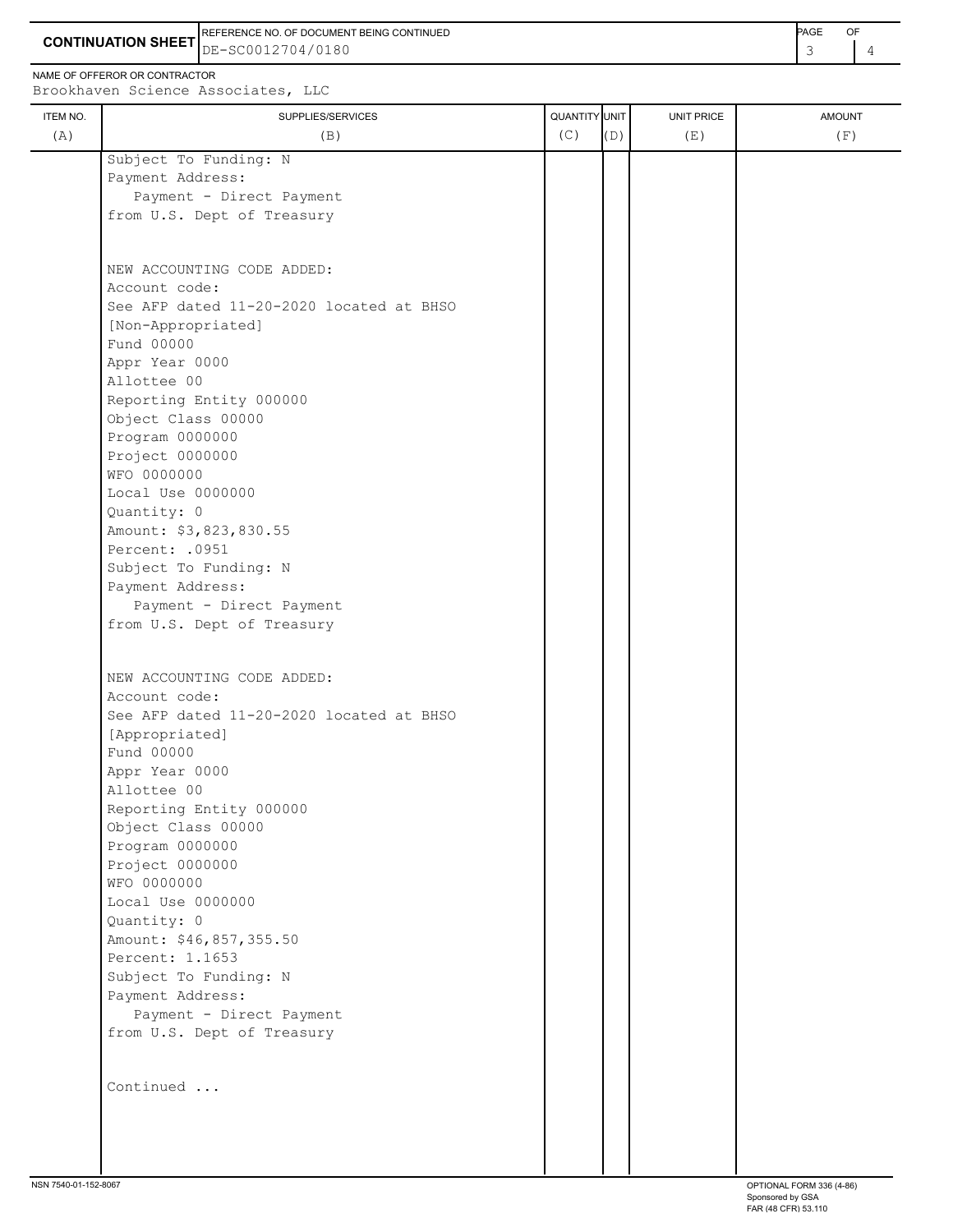**CONTINUATION SHEET**

REFERENCE NO. OF DOCUMENT BEING CONTINUED
DE-SC0012704/0180

NAME OF OFFEROR OR CONTRACTOR
Brookhaven Science Associates, LLC

| ITEM NO. (A) | SUPPLIES/SERVICES (B) | QUANTITY (C) | UNIT (D) | UNIT PRICE (E) | AMOUNT (F) |
|---|---|---|---|---|---|
| | Subject To Funding: N<br>Payment Address:<br>Payment - Direct Payment<br>from U.S. Dept of Treasury<br><br>NEW ACCOUNTING CODE ADDED:<br>Account code:<br>See AFP dated 11-20-2020 located at BHSO<br>[Non-Appropriated]<br>Fund 00000<br>Appr Year 0000<br>Allottee 00<br>Reporting Entity 000000<br>Object Class 00000<br>Program 0000000<br>Project 0000000<br>WFO 0000000<br>Local Use 0000000<br>Quantity: 0<br>Amount: $3,823,830.55<br>Percent: .0951<br>Subject To Funding: N<br>Payment Address:<br>Payment - Direct Payment<br>from U.S. Dept of Treasury<br><br>NEW ACCOUNTING CODE ADDED:<br>Account code:<br>See AFP dated 11-20-2020 located at BHSO<br>[Appropriated]<br>Fund 00000<br>Appr Year 0000<br>Allottee 00<br>Reporting Entity 000000<br>Object Class 00000<br>Program 0000000<br>Project 0000000<br>WFO 0000000<br>Local Use 0000000<br>Quantity: 0<br>Amount: $46,857,355.50<br>Percent: 1.1653<br>Subject To Funding: N<br>Payment Address:<br>Payment - Direct Payment<br>from U.S. Dept of Treasury<br><br>Continued ... | | | | |

NSN 7540-01-152-8067

OPTIONAL FORM 336 (4-86)
Sponsored by GSA
FAR (48 CFR) 53.110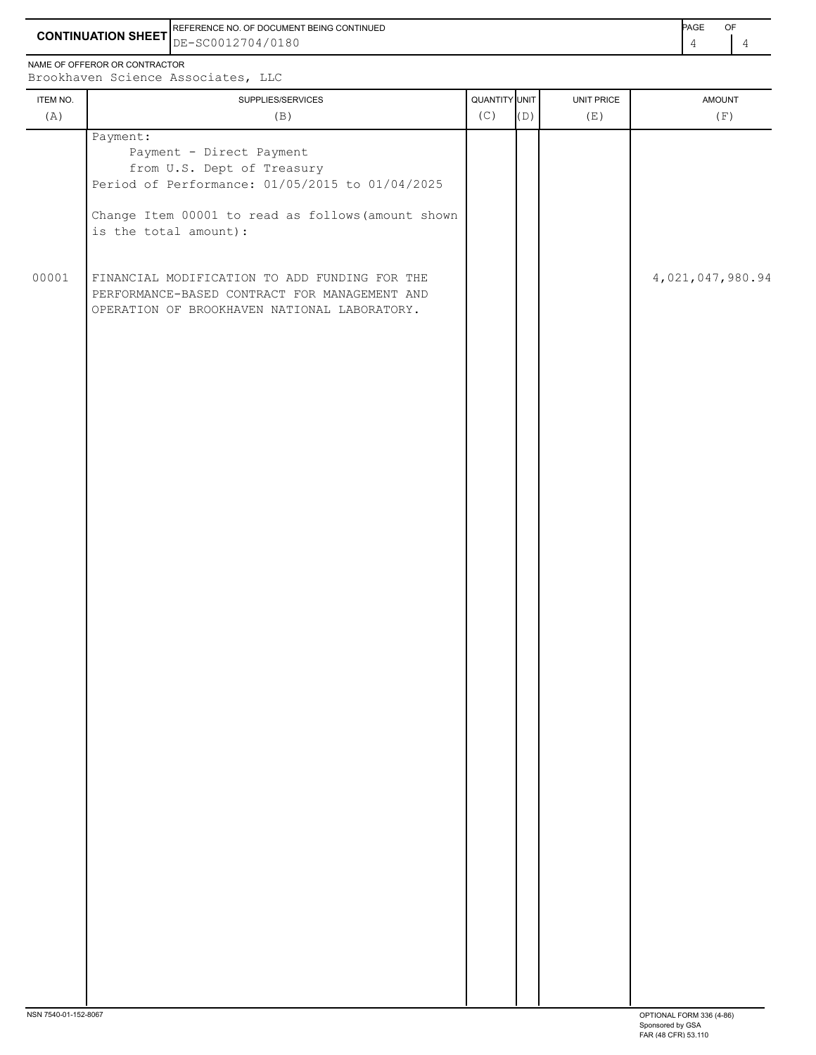**CONTINUATION SHEET**

REFERENCE NO. OF DOCUMENT BEING CONTINUED
DE-SC0012704/0180

NAME OF OFFEROR OR CONTRACTOR
Brookhaven Science Associates, LLC

| ITEM NO. (A) | SUPPLIES/SERVICES (B) | QUANTITY (C) | UNIT (D) | UNIT PRICE (E) | AMOUNT (F) |
|---|---|---|---|---|---|
| | Payment:<br>Payment - Direct Payment<br>from U.S. Dept of Treasury<br>Period of Performance: 01/05/2015 to 01/04/2025<br><br>Change Item 00001 to read as follows(amount shown is the total amount): | | | | |
| 00001 | FINANCIAL MODIFICATION TO ADD FUNDING FOR THE PERFORMANCE-BASED CONTRACT FOR MANAGEMENT AND OPERATION OF BROOKHAVEN NATIONAL LABORATORY. | | | | 4,021,047,980.94 |

NSN 7540-01-152-8067

OPTIONAL FORM 336 (4-86)
Sponsored by GSA
FAR (48 CFR) 53.110